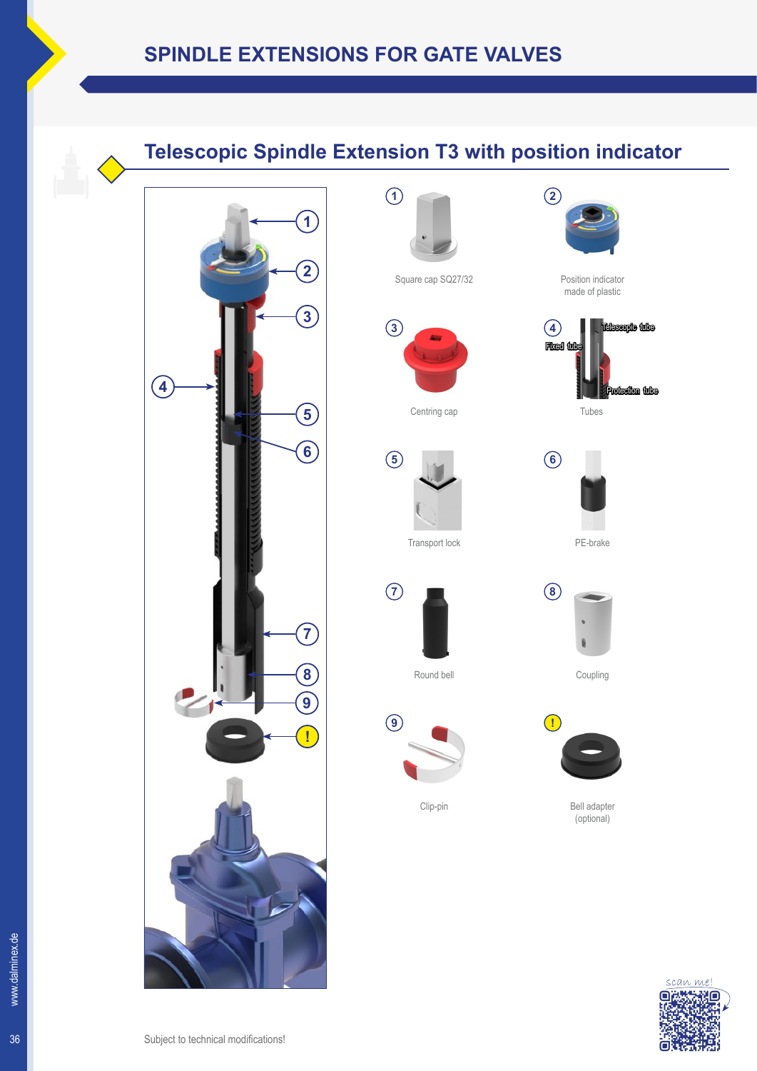# SPINDLE EXTENSIONS FOR GATE VALVES

## Telescopic Spindle Extension T3 with position indicator

1. Square cap SQ27/32
2. Position indicator made of plastic
3. Centring cap
4. Tubes (Telescopic tube, Fixed tube, Protection tube)
5. Transport lock
6. PE-brake
7. Round bell
8. Coupling
9. Clip-pin

! Bell adapter (optional)

Subject to technical modifications!

scan me!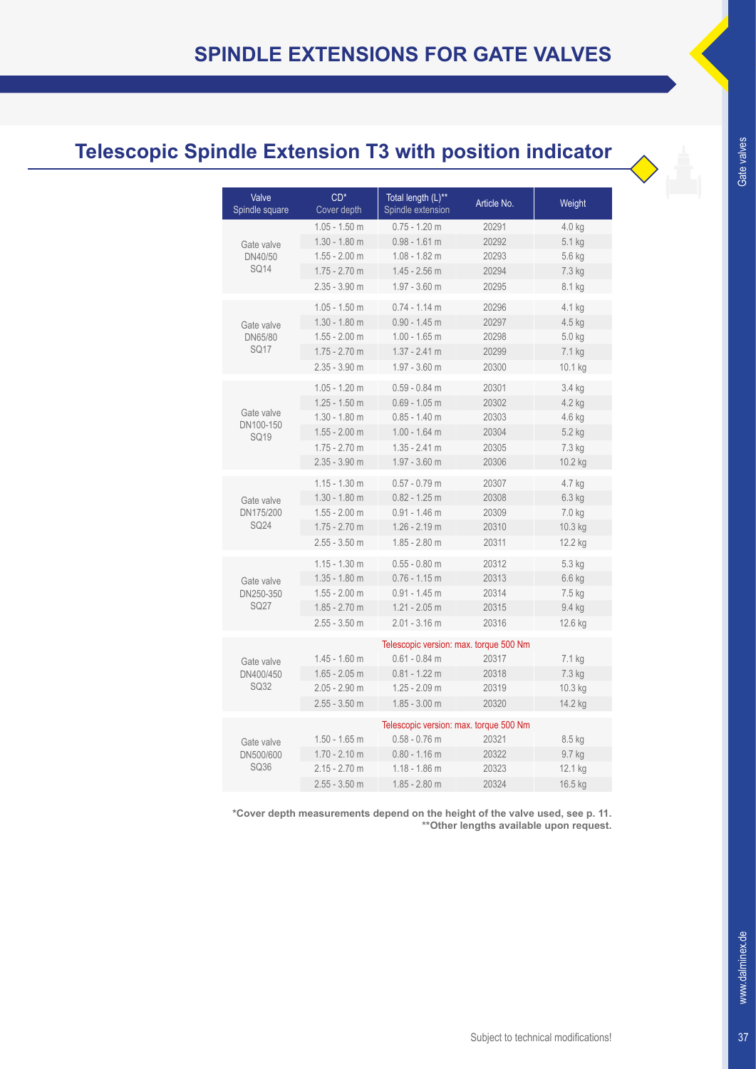# SPINDLE EXTENSIONS FOR GATE VALVES

## Telescopic Spindle Extension T3 with position indicator

| Valve Spindle square | CD* Cover depth | Total length (L)** Spindle extension | Article No. | Weight |
|---|---|---|---|---|
| Gate valve DN40/50 SQ14 | 1.05 - 1.50 m | 0.75 - 1.20 m | 20291 | 4.0 kg |
| | 1.30 - 1.80 m | 0.98 - 1.61 m | 20292 | 5.1 kg |
| | 1.55 - 2.00 m | 1.08 - 1.82 m | 20293 | 5.6 kg |
| | 1.75 - 2.70 m | 1.45 - 2.56 m | 20294 | 7.3 kg |
| | 2.35 - 3.90 m | 1.97 - 3.60 m | 20295 | 8.1 kg |
| Gate valve DN65/80 SQ17 | 1.05 - 1.50 m | 0.74 - 1.14 m | 20296 | 4.1 kg |
| | 1.30 - 1.80 m | 0.90 - 1.45 m | 20297 | 4.5 kg |
| | 1.55 - 2.00 m | 1.00 - 1.65 m | 20298 | 5.0 kg |
| | 1.75 - 2.70 m | 1.37 - 2.41 m | 20299 | 7.1 kg |
| | 2.35 - 3.90 m | 1.97 - 3.60 m | 20300 | 10.1 kg |
| Gate valve DN100-150 SQ19 | 1.05 - 1.20 m | 0.59 - 0.84 m | 20301 | 3.4 kg |
| | 1.25 - 1.50 m | 0.69 - 1.05 m | 20302 | 4.2 kg |
| | 1.30 - 1.80 m | 0.85 - 1.40 m | 20303 | 4.6 kg |
| | 1.55 - 2.00 m | 1.00 - 1.64 m | 20304 | 5.2 kg |
| | 1.75 - 2.70 m | 1.35 - 2.41 m | 20305 | 7.3 kg |
| | 2.35 - 3.90 m | 1.97 - 3.60 m | 20306 | 10.2 kg |
| Gate valve DN175/200 SQ24 | 1.15 - 1.30 m | 0.57 - 0.79 m | 20307 | 4.7 kg |
| | 1.30 - 1.80 m | 0.82 - 1.25 m | 20308 | 6.3 kg |
| | 1.55 - 2.00 m | 0.91 - 1.46 m | 20309 | 7.0 kg |
| | 1.75 - 2.70 m | 1.26 - 2.19 m | 20310 | 10.3 kg |
| | 2.55 - 3.50 m | 1.85 - 2.80 m | 20311 | 12.2 kg |
| Gate valve DN250-350 SQ27 | 1.15 - 1.30 m | 0.55 - 0.80 m | 20312 | 5.3 kg |
| | 1.35 - 1.80 m | 0.76 - 1.15 m | 20313 | 6.6 kg |
| | 1.55 - 2.00 m | 0.91 - 1.45 m | 20314 | 7.5 kg |
| | 1.85 - 2.70 m | 1.21 - 2.05 m | 20315 | 9.4 kg |
| | 2.55 - 3.50 m | 2.01 - 3.16 m | 20316 | 12.6 kg |
| Gate valve DN400/450 SQ32 | | Telescopic version: max. torque 500 Nm | | |
| | 1.45 - 1.60 m | 0.61 - 0.84 m | 20317 | 7.1 kg |
| | 1.65 - 2.05 m | 0.81 - 1.22 m | 20318 | 7.3 kg |
| | 2.05 - 2.90 m | 1.25 - 2.09 m | 20319 | 10.3 kg |
| | 2.55 - 3.50 m | 1.85 - 3.00 m | 20320 | 14.2 kg |
| Gate valve DN500/600 SQ36 | | Telescopic version: max. torque 500 Nm | | |
| | 1.50 - 1.65 m | 0.58 - 0.76 m | 20321 | 8.5 kg |
| | 1.70 - 2.10 m | 0.80 - 1.16 m | 20322 | 9.7 kg |
| | 2.15 - 2.70 m | 1.18 - 1.86 m | 20323 | 12.1 kg |
| | 2.55 - 3.50 m | 1.85 - 2.80 m | 20324 | 16.5 kg |

**\*Cover depth measurements depend on the height of the valve used, see p. 11.**
**\*\*Other lengths available upon request.**

Subject to technical modifications!